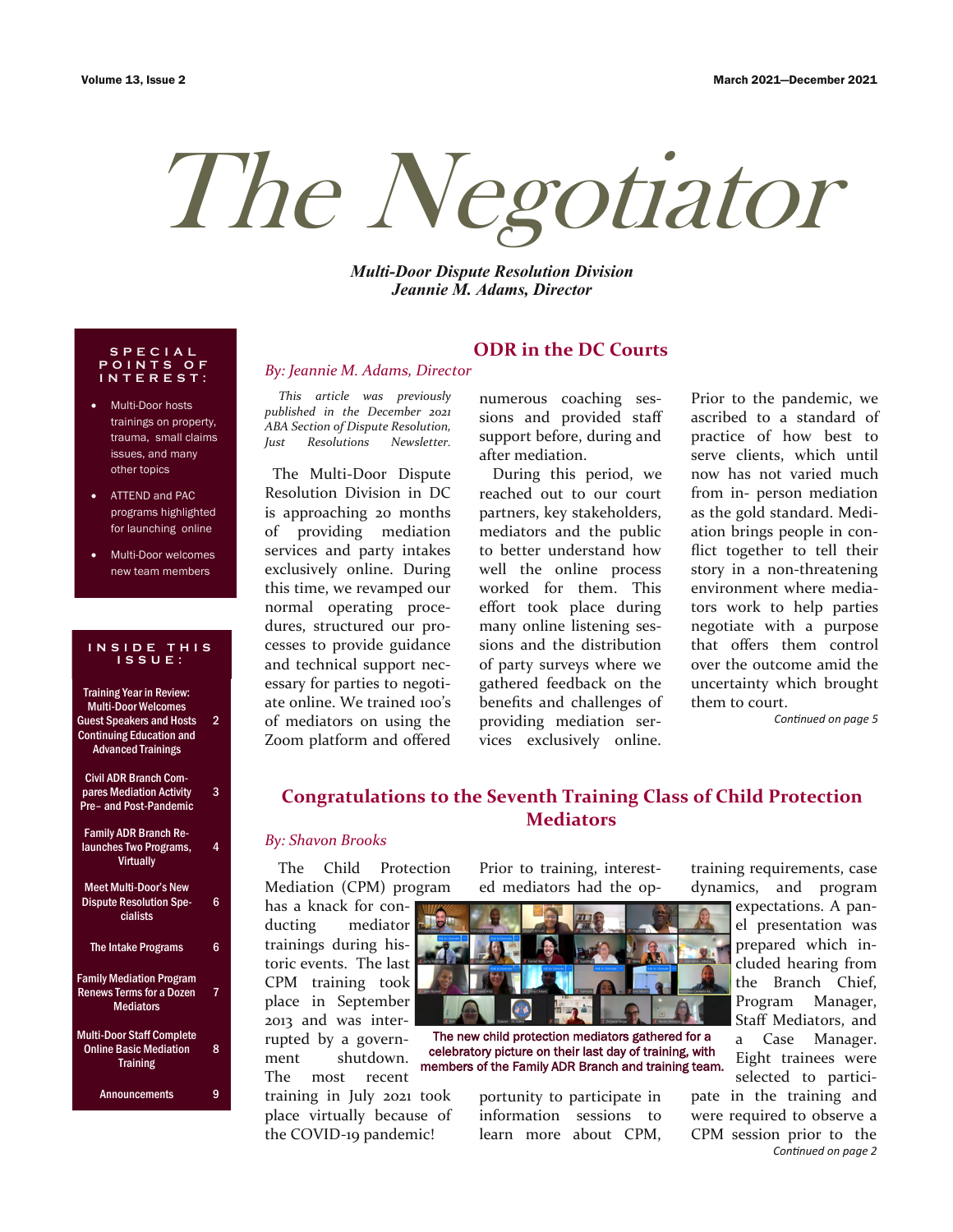# The Negotiator

***Multi-Door Dispute Resolution Division***
***Jeannie M. Adams, Director***

**SPECIAL POINTS OF INTEREST:**

- Multi-Door hosts trainings on property, trauma, small claims issues, and many other topics
- ATTEND and PAC programs highlighted for launching online
- Multi-Door welcomes new team members

**INSIDE THIS ISSUE:**

| | |
|---|---|
| Training Year in Review: Multi-Door Welcomes Guest Speakers and Hosts Continuing Education and Advanced Trainings | 2 |
| Civil ADR Branch Compares Mediation Activity Pre– and Post-Pandemic | 3 |
| Family ADR Branch Relaunches Two Programs, Virtually | 4 |
| Meet Multi-Door's New Dispute Resolution Specialists | 6 |
| The Intake Programs | 6 |
| Family Mediation Program Renews Terms for a Dozen Mediators | 7 |
| Multi-Door Staff Complete Online Basic Mediation Training | 8 |
| Announcements | 9 |

## ODR in the DC Courts

*By: Jeannie M. Adams, Director*

*This article was previously published in the December 2021 ABA Section of Dispute Resolution, Just Resolutions Newsletter.*

The Multi-Door Dispute Resolution Division in DC is approaching 20 months of providing mediation services and party intakes exclusively online. During this time, we revamped our normal operating procedures, structured our processes to provide guidance and technical support necessary for parties to negotiate online. We trained 100's of mediators on using the Zoom platform and offered numerous coaching sessions and provided staff support before, during and after mediation.

During this period, we reached out to our court partners, key stakeholders, mediators and the public to better understand how well the online process worked for them. This effort took place during many online listening sessions and the distribution of party surveys where we gathered feedback on the benefits and challenges of providing mediation services exclusively online.

Prior to the pandemic, we ascribed to a standard of practice of how best to serve clients, which until now has not varied much from in- person mediation as the gold standard. Mediation brings people in conflict together to tell their story in a non-threatening environment where mediators work to help parties negotiate with a purpose that offers them control over the outcome amid the uncertainty which brought them to court.

*Continued on page 5*

## Congratulations to the Seventh Training Class of Child Protection Mediators

*By: Shavon Brooks*

The Child Protection Mediation (CPM) program has a knack for conducting mediator trainings during historic events. The last CPM training took place in September 2013 and was interrupted by a government shutdown. The most recent training in July 2021 took place virtually because of the COVID-19 pandemic!

Prior to training, interested mediators had the opportunity to participate in information sessions to learn more about CPM, training requirements, case dynamics, and program expectations. A panel presentation was prepared which included hearing from the Branch Chief, Program Manager, Staff Mediators, and a Case Manager. Eight trainees were selected to participate in the training and were required to observe a CPM session prior to the

The new child protection mediators gathered for a celebratory picture on their last day of training, with members of the Family ADR Branch and training team.

*Continued on page 2*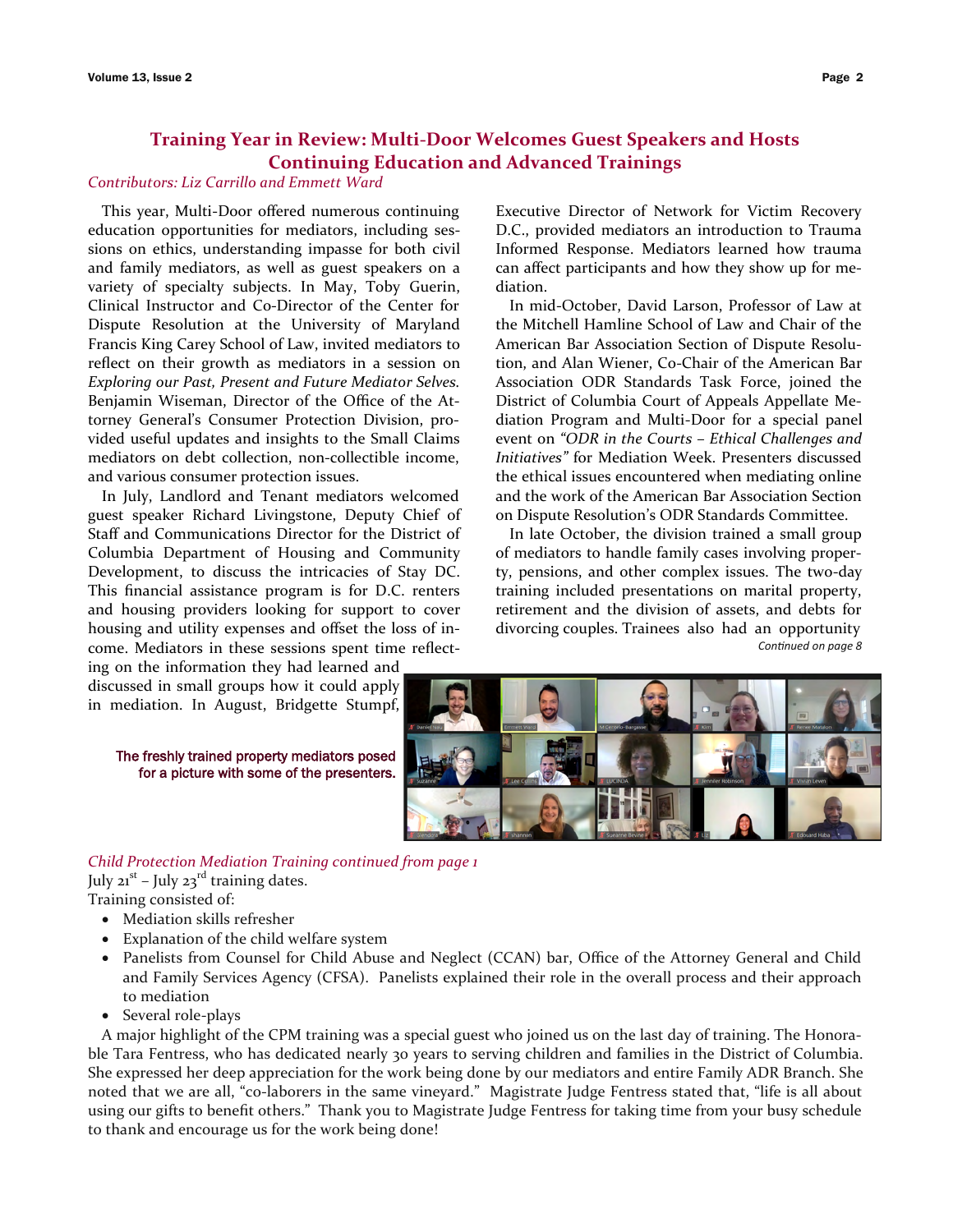## Training Year in Review: Multi-Door Welcomes Guest Speakers and Hosts Continuing Education and Advanced Trainings

*Contributors: Liz Carrillo and Emmett Ward*

This year, Multi-Door offered numerous continuing education opportunities for mediators, including sessions on ethics, understanding impasse for both civil and family mediators, as well as guest speakers on a variety of specialty subjects. In May, Toby Guerin, Clinical Instructor and Co-Director of the Center for Dispute Resolution at the University of Maryland Francis King Carey School of Law, invited mediators to reflect on their growth as mediators in a session on *Exploring our Past, Present and Future Mediator Selves.* Benjamin Wiseman, Director of the Office of the Attorney General's Consumer Protection Division, provided useful updates and insights to the Small Claims mediators on debt collection, non-collectible income, and various consumer protection issues.

In July, Landlord and Tenant mediators welcomed guest speaker Richard Livingstone, Deputy Chief of Staff and Communications Director for the District of Columbia Department of Housing and Community Development, to discuss the intricacies of Stay DC. This financial assistance program is for D.C. renters and housing providers looking for support to cover housing and utility expenses and offset the loss of income. Mediators in these sessions spent time reflecting on the information they had learned and discussed in small groups how it could apply in mediation. In August, Bridgette Stumpf, Executive Director of Network for Victim Recovery D.C., provided mediators an introduction to Trauma Informed Response. Mediators learned how trauma can affect participants and how they show up for mediation.

In mid-October, David Larson, Professor of Law at the Mitchell Hamline School of Law and Chair of the American Bar Association Section of Dispute Resolution, and Alan Wiener, Co-Chair of the American Bar Association ODR Standards Task Force, joined the District of Columbia Court of Appeals Appellate Mediation Program and Multi-Door for a special panel event on *"ODR in the Courts – Ethical Challenges and Initiatives"* for Mediation Week. Presenters discussed the ethical issues encountered when mediating online and the work of the American Bar Association Section on Dispute Resolution's ODR Standards Committee.

In late October, the division trained a small group of mediators to handle family cases involving property, pensions, and other complex issues. The two-day training included presentations on marital property, retirement and the division of assets, and debts for divorcing couples. Trainees also had an opportunity

*Continued on page 8*

The freshly trained property mediators posed for a picture with some of the presenters.

*Child Protection Mediation Training continued from page 1*

July 21st – July 23rd training dates.

Training consisted of:

- Mediation skills refresher
- Explanation of the child welfare system
- Panelists from Counsel for Child Abuse and Neglect (CCAN) bar, Office of the Attorney General and Child and Family Services Agency (CFSA). Panelists explained their role in the overall process and their approach to mediation
- Several role-plays

A major highlight of the CPM training was a special guest who joined us on the last day of training. The Honorable Tara Fentress, who has dedicated nearly 30 years to serving children and families in the District of Columbia. She expressed her deep appreciation for the work being done by our mediators and entire Family ADR Branch. She noted that we are all, "co-laborers in the same vineyard." Magistrate Judge Fentress stated that, "life is all about using our gifts to benefit others." Thank you to Magistrate Judge Fentress for taking time from your busy schedule to thank and encourage us for the work being done!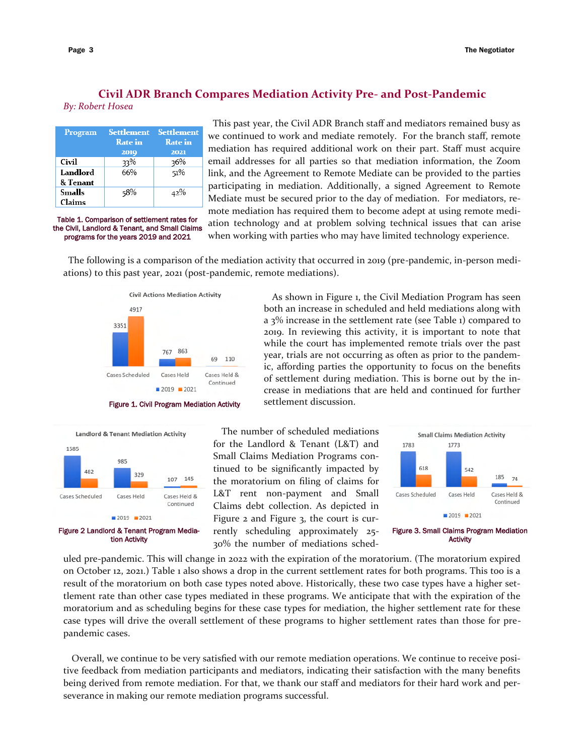## Civil ADR Branch Compares Mediation Activity Pre- and Post-Pandemic

*By: Robert Hosea*

| Program | Settlement Rate in 2019 | Settlement Rate in 2021 |
|---|---|---|
| Civil | 33% | 36% |
| Landlord & Tenant | 66% | 51% |
| Smalls Claims | 58% | 42% |

Table 1. Comparison of settlement rates for the Civil, Landlord & Tenant, and Small Claims programs for the years 2019 and 2021

This past year, the Civil ADR Branch staff and mediators remained busy as we continued to work and mediate remotely. For the branch staff, remote mediation has required additional work on their part. Staff must acquire email addresses for all parties so that mediation information, the Zoom link, and the Agreement to Remote Mediate can be provided to the parties participating in mediation. Additionally, a signed Agreement to Remote Mediate must be secured prior to the day of mediation. For mediators, remote mediation has required them to become adept at using remote mediation technology and at problem solving technical issues that can arise when working with parties who may have limited technology experience.

The following is a comparison of the mediation activity that occurred in 2019 (pre-pandemic, in-person mediations) to this past year, 2021 (post-pandemic, remote mediations).

Civil Actions Mediation Activity

| | 2019 | 2021 |
|---|---|---|
| Cases Scheduled | 3351 | 4917 |
| Cases Held | 767 | 863 |
| Cases Held & Continued | 69 | 110 |

Figure 1. Civil Program Mediation Activity

As shown in Figure 1, the Civil Mediation Program has seen both an increase in scheduled and held mediations along with a 3% increase in the settlement rate (see Table 1) compared to 2019. In reviewing this activity, it is important to note that while the court has implemented remote trials over the past year, trials are not occurring as often as prior to the pandemic, affording parties the opportunity to focus on the benefits of settlement during mediation. This is borne out by the increase in mediations that are held and continued for further settlement discussion.

Landlord & Tenant Mediation Activity

| | 2019 | 2021 |
|---|---|---|
| Cases Scheduled | 1585 | 482 |
| Cases Held | 985 | 329 |
| Cases Held & Continued | 107 | 145 |

Figure 2 Landlord & Tenant Program Mediation Activity

The number of scheduled mediations for the Landlord & Tenant (L&T) and Small Claims Mediation Programs continued to be significantly impacted by the moratorium on filing of claims for L&T rent non-payment and Small Claims debt collection. As depicted in Figure 2 and Figure 3, the court is currently scheduling approximately 25-30% the number of mediations scheduled pre-pandemic. This will change in 2022 with the expiration of the moratorium. (The moratorium expired on October 12, 2021.) Table 1 also shows a drop in the current settlement rates for both programs. This too is a result of the moratorium on both case types noted above. Historically, these two case types have a higher settlement rate than other case types mediated in these programs. We anticipate that with the expiration of the moratorium and as scheduling begins for these case types for mediation, the higher settlement rate for these case types will drive the overall settlement of these programs to higher settlement rates than those for pre-pandemic cases.

Small Claims Mediation Activity

| | 2019 | 2021 |
|---|---|---|
| Cases Scheduled | 1783 | 618 |
| Cases Held | 1773 | 542 |
| Cases Held & Continued | 185 | 74 |

Figure 3. Small Claims Program Mediation Activity

Overall, we continue to be very satisfied with our remote mediation operations. We continue to receive positive feedback from mediation participants and mediators, indicating their satisfaction with the many benefits being derived from remote mediation. For that, we thank our staff and mediators for their hard work and perseverance in making our remote mediation programs successful.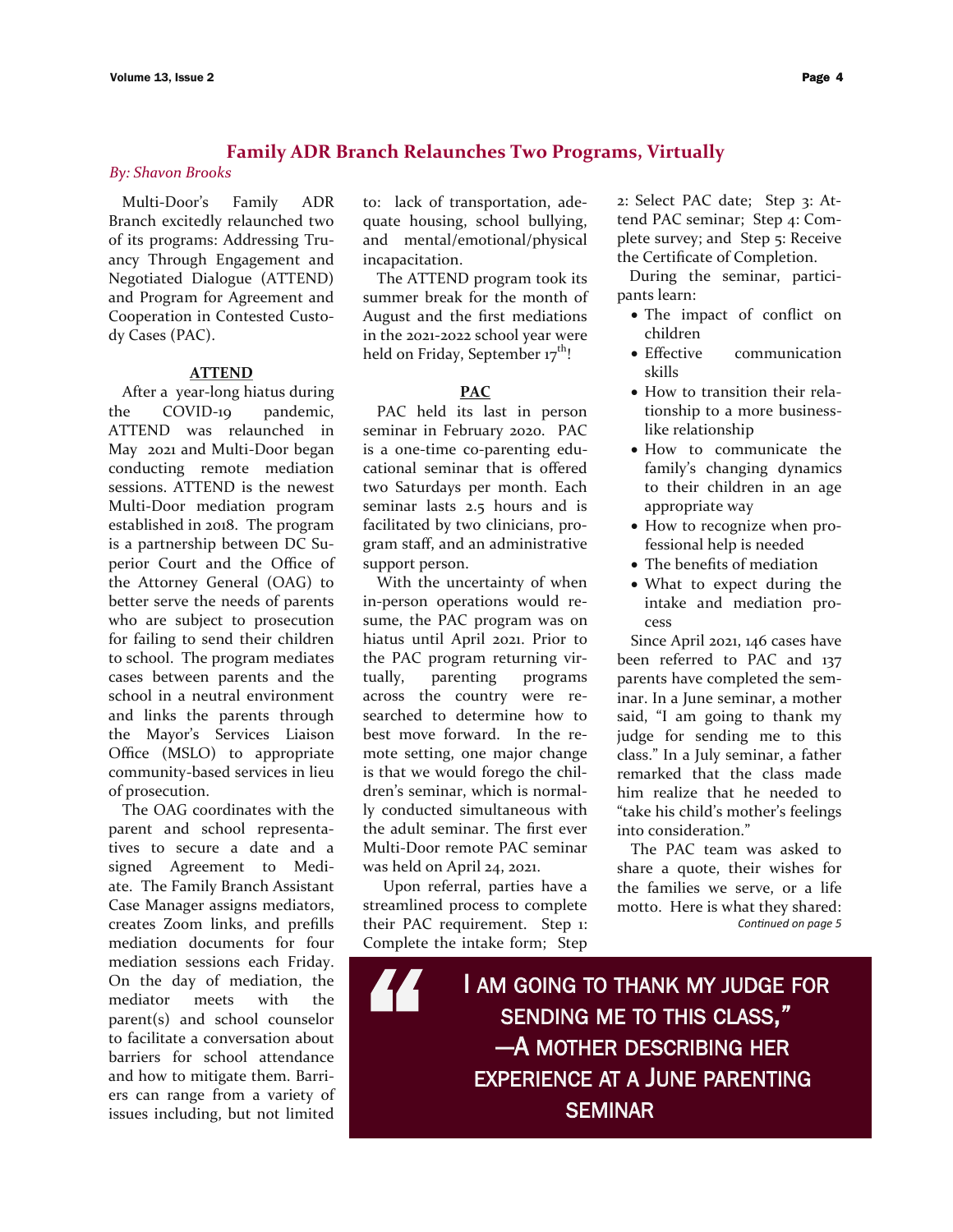## Family ADR Branch Relaunches Two Programs, Virtually

*By: Shavon Brooks*

Multi-Door's Family ADR Branch excitedly relaunched two of its programs: Addressing Truancy Through Engagement and Negotiated Dialogue (ATTEND) and Program for Agreement and Cooperation in Contested Custody Cases (PAC).

### ATTEND

After a year-long hiatus during the COVID-19 pandemic, ATTEND was relaunched in May 2021 and Multi-Door began conducting remote mediation sessions. ATTEND is the newest Multi-Door mediation program established in 2018. The program is a partnership between DC Superior Court and the Office of the Attorney General (OAG) to better serve the needs of parents who are subject to prosecution for failing to send their children to school. The program mediates cases between parents and the school in a neutral environment and links the parents through the Mayor's Services Liaison Office (MSLO) to appropriate community-based services in lieu of prosecution.

The OAG coordinates with the parent and school representatives to secure a date and a signed Agreement to Mediate. The Family Branch Assistant Case Manager assigns mediators, creates Zoom links, and prefills mediation documents for four mediation sessions each Friday. On the day of mediation, the mediator meets with the parent(s) and school counselor to facilitate a conversation about barriers for school attendance and how to mitigate them. Barriers can range from a variety of issues including, but not limited to: lack of transportation, adequate housing, school bullying, and mental/emotional/physical incapacitation.

The ATTEND program took its summer break for the month of August and the first mediations in the 2021-2022 school year were held on Friday, September 17th!

### PAC

PAC held its last in person seminar in February 2020. PAC is a one-time co-parenting educational seminar that is offered two Saturdays per month. Each seminar lasts 2.5 hours and is facilitated by two clinicians, program staff, and an administrative support person.

With the uncertainty of when in-person operations would resume, the PAC program was on hiatus until April 2021. Prior to the PAC program returning virtually, parenting programs across the country were researched to determine how to best move forward. In the remote setting, one major change is that we would forego the children's seminar, which is normally conducted simultaneous with the adult seminar. The first ever Multi-Door remote PAC seminar was held on April 24, 2021.

Upon referral, parties have a streamlined process to complete their PAC requirement. Step 1: Complete the intake form; Step 2: Select PAC date; Step 3: Attend PAC seminar; Step 4: Complete survey; and Step 5: Receive the Certificate of Completion.

During the seminar, participants learn:

- The impact of conflict on children
- Effective communication skills
- How to transition their relationship to a more business-like relationship
- How to communicate the family's changing dynamics to their children in an age appropriate way
- How to recognize when professional help is needed
- The benefits of mediation
- What to expect during the intake and mediation process

Since April 2021, 146 cases have been referred to PAC and 137 parents have completed the seminar. In a June seminar, a mother said, "I am going to thank my judge for sending me to this class." In a July seminar, a father remarked that the class made him realize that he needed to "take his child's mother's feelings into consideration."

The PAC team was asked to share a quote, their wishes for the families we serve, or a life motto. Here is what they shared:

*Continued on page 5*

> "I am going to thank my judge for sending me to this class," —A mother describing her experience at a June parenting seminar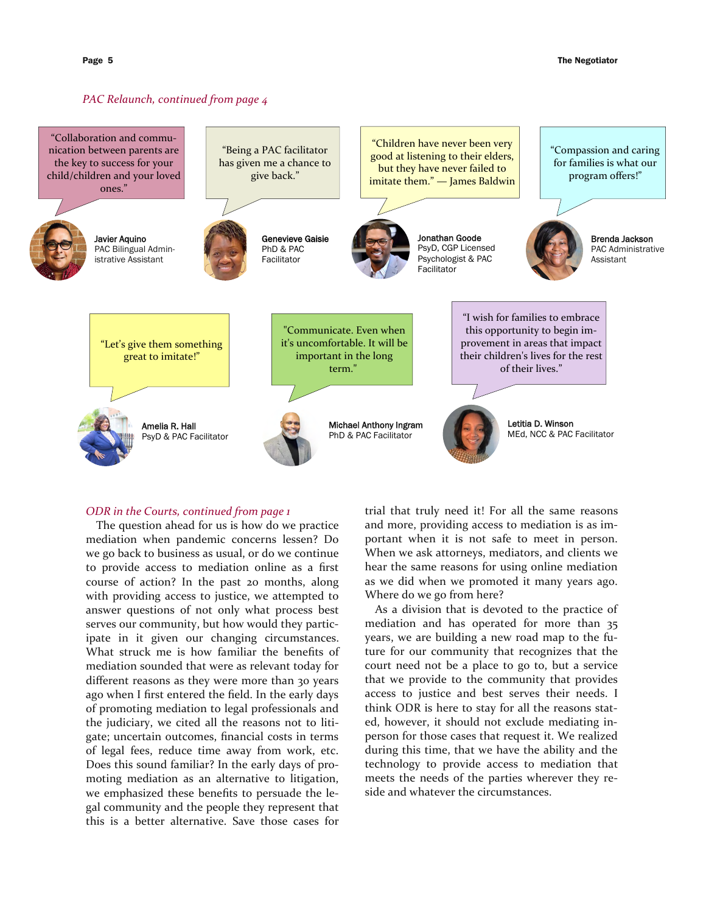*PAC Relaunch, continued from page 4*

"Collaboration and communication between parents are the key to success for your child/children and your loved ones."

**Javier Aquino**
PAC Bilingual Administrative Assistant

"Being a PAC facilitator has given me a chance to give back."

**Genevieve Gaisie**
PhD & PAC Facilitator

"Children have never been very good at listening to their elders, but they have never failed to imitate them." — James Baldwin

**Jonathan Goode**
PsyD, CGP Licensed Psychologist & PAC Facilitator

"Compassion and caring for families is what our program offers!"

**Brenda Jackson**
PAC Administrative Assistant

"Let's give them something great to imitate!"

**Amelia R. Hall**
PsyD & PAC Facilitator

"Communicate. Even when it's uncomfortable. It will be important in the long term."

**Michael Anthony Ingram**
PhD & PAC Facilitator

"I wish for families to embrace this opportunity to begin improvement in areas that impact their children's lives for the rest of their lives."

**Letitia D. Winson**
MEd, NCC & PAC Facilitator

*ODR in the Courts, continued from page 1*

The question ahead for us is how do we practice mediation when pandemic concerns lessen? Do we go back to business as usual, or do we continue to provide access to mediation online as a first course of action? In the past 20 months, along with providing access to justice, we attempted to answer questions of not only what process best serves our community, but how would they participate in it given our changing circumstances. What struck me is how familiar the benefits of mediation sounded that were as relevant today for different reasons as they were more than 30 years ago when I first entered the field. In the early days of promoting mediation to legal professionals and the judiciary, we cited all the reasons not to litigate; uncertain outcomes, financial costs in terms of legal fees, reduce time away from work, etc. Does this sound familiar? In the early days of promoting mediation as an alternative to litigation, we emphasized these benefits to persuade the legal community and the people they represent that this is a better alternative. Save those cases for trial that truly need it! For all the same reasons and more, providing access to mediation is as important when it is not safe to meet in person. When we ask attorneys, mediators, and clients we hear the same reasons for using online mediation as we did when we promoted it many years ago. Where do we go from here?

As a division that is devoted to the practice of mediation and has operated for more than 35 years, we are building a new road map to the future for our community that recognizes that the court need not be a place to go to, but a service that we provide to the community that provides access to justice and best serves their needs. I think ODR is here to stay for all the reasons stated, however, it should not exclude mediating in-person for those cases that request it. We realized during this time, that we have the ability and the technology to provide access to mediation that meets the needs of the parties wherever they reside and whatever the circumstances.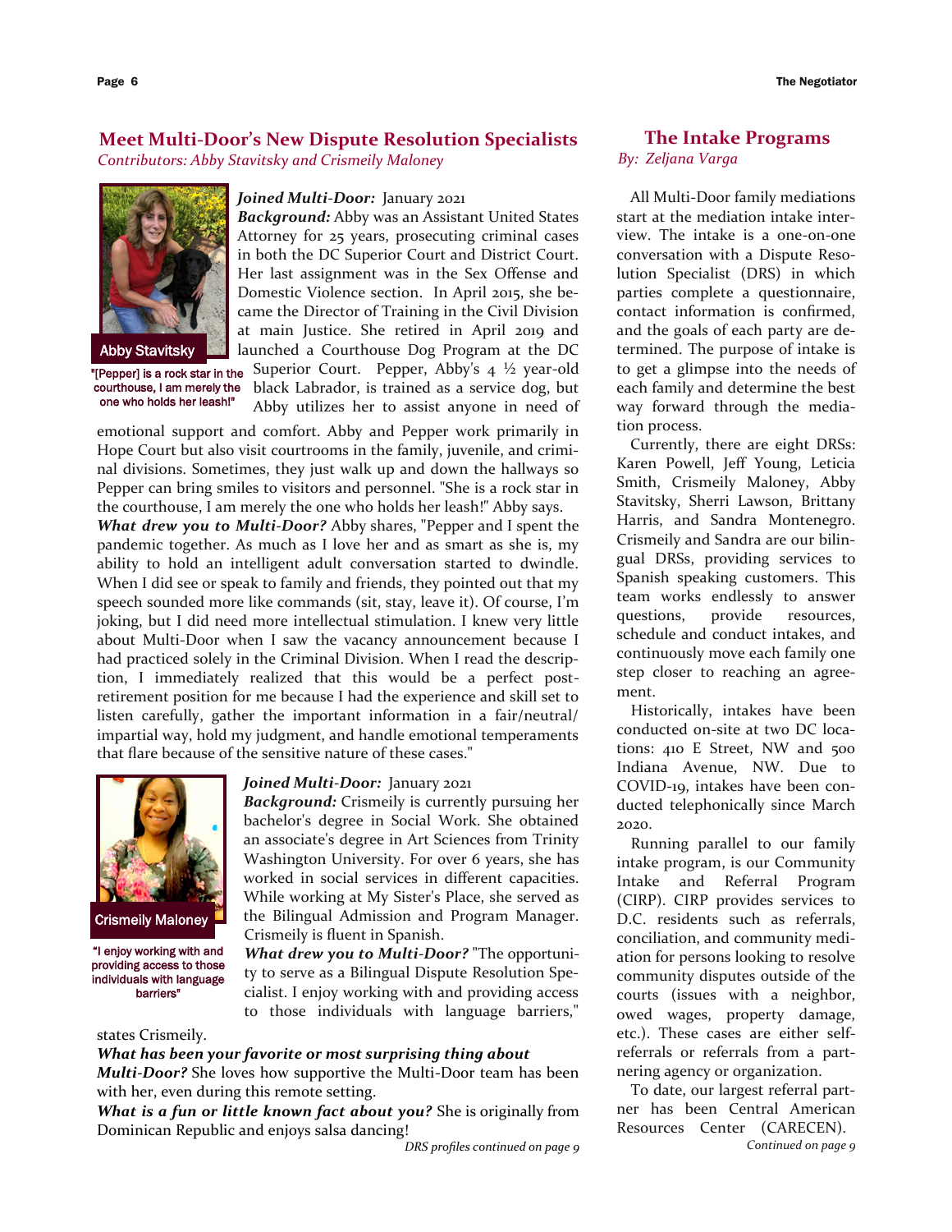## Meet Multi-Door's New Dispute Resolution Specialists

*Contributors: Abby Stavitsky and Crismeily Maloney*

Abby Stavitsky

"[Pepper] is a rock star in the courthouse, I am merely the one who holds her leash!"

***Joined Multi-Door:*** January 2021

***Background:*** Abby was an Assistant United States Attorney for 25 years, prosecuting criminal cases in both the DC Superior Court and District Court. Her last assignment was in the Sex Offense and Domestic Violence section. In April 2015, she became the Director of Training in the Civil Division at main Justice. She retired in April 2019 and launched a Courthouse Dog Program at the DC Superior Court. Pepper, Abby's 4 ½ year-old black Labrador, is trained as a service dog, but Abby utilizes her to assist anyone in need of emotional support and comfort. Abby and Pepper work primarily in Hope Court but also visit courtrooms in the family, juvenile, and criminal divisions. Sometimes, they just walk up and down the hallways so Pepper can bring smiles to visitors and personnel. "She is a rock star in the courthouse, I am merely the one who holds her leash!" Abby says.

***What drew you to Multi-Door?*** Abby shares, "Pepper and I spent the pandemic together. As much as I love her and as smart as she is, my ability to hold an intelligent adult conversation started to dwindle. When I did see or speak to family and friends, they pointed out that my speech sounded more like commands (sit, stay, leave it). Of course, I'm joking, but I did need more intellectual stimulation. I knew very little about Multi-Door when I saw the vacancy announcement because I had practiced solely in the Criminal Division. When I read the description, I immediately realized that this would be a perfect post-retirement position for me because I had the experience and skill set to listen carefully, gather the important information in a fair/neutral/impartial way, hold my judgment, and handle emotional temperaments that flare because of the sensitive nature of these cases."

Crismeily Maloney

"I enjoy working with and providing access to those individuals with language barriers"

***Joined Multi-Door:*** January 2021

***Background:*** Crismeily is currently pursuing her bachelor's degree in Social Work. She obtained an associate's degree in Art Sciences from Trinity Washington University. For over 6 years, she has worked in social services in different capacities. While working at My Sister's Place, she served as the Bilingual Admission and Program Manager. Crismeily is fluent in Spanish.

***What drew you to Multi-Door?*** "The opportunity to serve as a Bilingual Dispute Resolution Specialist. I enjoy working with and providing access to those individuals with language barriers," states Crismeily.

***What has been your favorite or most surprising thing about Multi-Door?*** She loves how supportive the Multi-Door team has been with her, even during this remote setting.

***What is a fun or little known fact about you?*** She is originally from Dominican Republic and enjoys salsa dancing!

*DRS profiles continued on page 9*

## The Intake Programs

*By: Zeljana Varga*

All Multi-Door family mediations start at the mediation intake interview. The intake is a one-on-one conversation with a Dispute Resolution Specialist (DRS) in which parties complete a questionnaire, contact information is confirmed, and the goals of each party are determined. The purpose of intake is to get a glimpse into the needs of each family and determine the best way forward through the mediation process.

Currently, there are eight DRSs: Karen Powell, Jeff Young, Leticia Smith, Crismeily Maloney, Abby Stavitsky, Sherri Lawson, Brittany Harris, and Sandra Montenegro. Crismeily and Sandra are our bilingual DRSs, providing services to Spanish speaking customers. This team works endlessly to answer questions, provide resources, schedule and conduct intakes, and continuously move each family one step closer to reaching an agreement.

Historically, intakes have been conducted on-site at two DC locations: 410 E Street, NW and 500 Indiana Avenue, NW. Due to COVID-19, intakes have been conducted telephonically since March 2020.

Running parallel to our family intake program, is our Community Intake and Referral Program (CIRP). CIRP provides services to D.C. residents such as referrals, conciliation, and community mediation for persons looking to resolve community disputes outside of the courts (issues with a neighbor, owed wages, property damage, etc.). These cases are either self-referrals or referrals from a partnering agency or organization.

To date, our largest referral partner has been Central American Resources Center (CARECEN).

*Continued on page 9*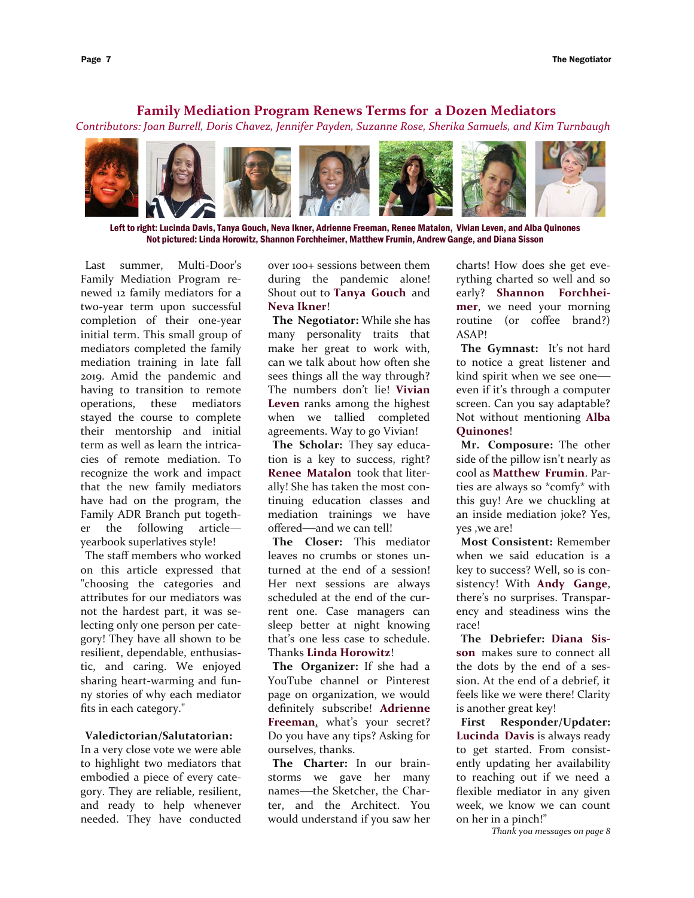## Family Mediation Program Renews Terms for a Dozen Mediators

*Contributors: Joan Burrell, Doris Chavez, Jennifer Payden, Suzanne Rose, Sherika Samuels, and Kim Turnbaugh*

**Left to right: Lucinda Davis, Tanya Gouch, Neva Ikner, Adrienne Freeman, Renee Matalon, Vivian Leven, and Alba Quinones**
**Not pictured: Linda Horowitz, Shannon Forchheimer, Matthew Frumin, Andrew Gange, and Diana Sisson**

Last summer, Multi-Door's Family Mediation Program renewed 12 family mediators for a two-year term upon successful completion of their one-year initial term. This small group of mediators completed the family mediation training in late fall 2019. Amid the pandemic and having to transition to remote operations, these mediators stayed the course to complete their mentorship and initial term as well as learn the intricacies of remote mediation. To recognize the work and impact that the new family mediators have had on the program, the Family ADR Branch put together the following article—yearbook superlatives style!

The staff members who worked on this article expressed that "choosing the categories and attributes for our mediators was not the hardest part, it was selecting only one person per category! They have all shown to be resilient, dependable, enthusiastic, and caring. We enjoyed sharing heart-warming and funny stories of why each mediator fits in each category."

**Valedictorian/Salutatorian:** In a very close vote we were able to highlight two mediators that embodied a piece of every category. They are reliable, resilient, and ready to help whenever needed. They have conducted over 100+ sessions between them during the pandemic alone! Shout out to **Tanya Gouch** and **Neva Ikner**!

**The Negotiator:** While she has many personality traits that make her great to work with, can we talk about how often she sees things all the way through? The numbers don't lie! **Vivian Leven** ranks among the highest when we tallied completed agreements. Way to go Vivian!

**The Scholar:** They say education is a key to success, right? **Renee Matalon** took that literally! She has taken the most continuing education classes and mediation trainings we have offered—and we can tell!

**The Closer:** This mediator leaves no crumbs or stones unturned at the end of a session! Her next sessions are always scheduled at the end of the current one. Case managers can sleep better at night knowing that's one less case to schedule. Thanks **Linda Horowitz**!

**The Organizer:** If she had a YouTube channel or Pinterest page on organization, we would definitely subscribe! **Adrienne Freeman**, what's your secret? Do you have any tips? Asking for ourselves, thanks.

**The Charter:** In our brainstorms we gave her many names—the Sketcher, the Charter, and the Architect. You would understand if you saw her charts! How does she get everything charted so well and so early? **Shannon Forchheimer**, we need your morning routine (or coffee brand?) ASAP!

**The Gymnast:** It's not hard to notice a great listener and kind spirit when we see one—even if it's through a computer screen. Can you say adaptable? Not without mentioning **Alba Quinones**!

**Mr. Composure:** The other side of the pillow isn't nearly as cool as **Matthew Frumin**. Parties are always so *comfy* with this guy! Are we chuckling at an inside mediation joke? Yes, yes ,we are!

**Most Consistent:** Remember when we said education is a key to success? Well, so is consistency! With **Andy Gange**, there's no surprises. Transparency and steadiness wins the race!

**The Debriefer:** **Diana Sisson** makes sure to connect all the dots by the end of a session. At the end of a debrief, it feels like we were there! Clarity is another great key!

**First Responder/Updater:** **Lucinda Davis** is always ready to get started. From consistently updating her availability to reaching out if we need a flexible mediator in any given week, we know we can count on her in a pinch!"

*Thank you messages on page 8*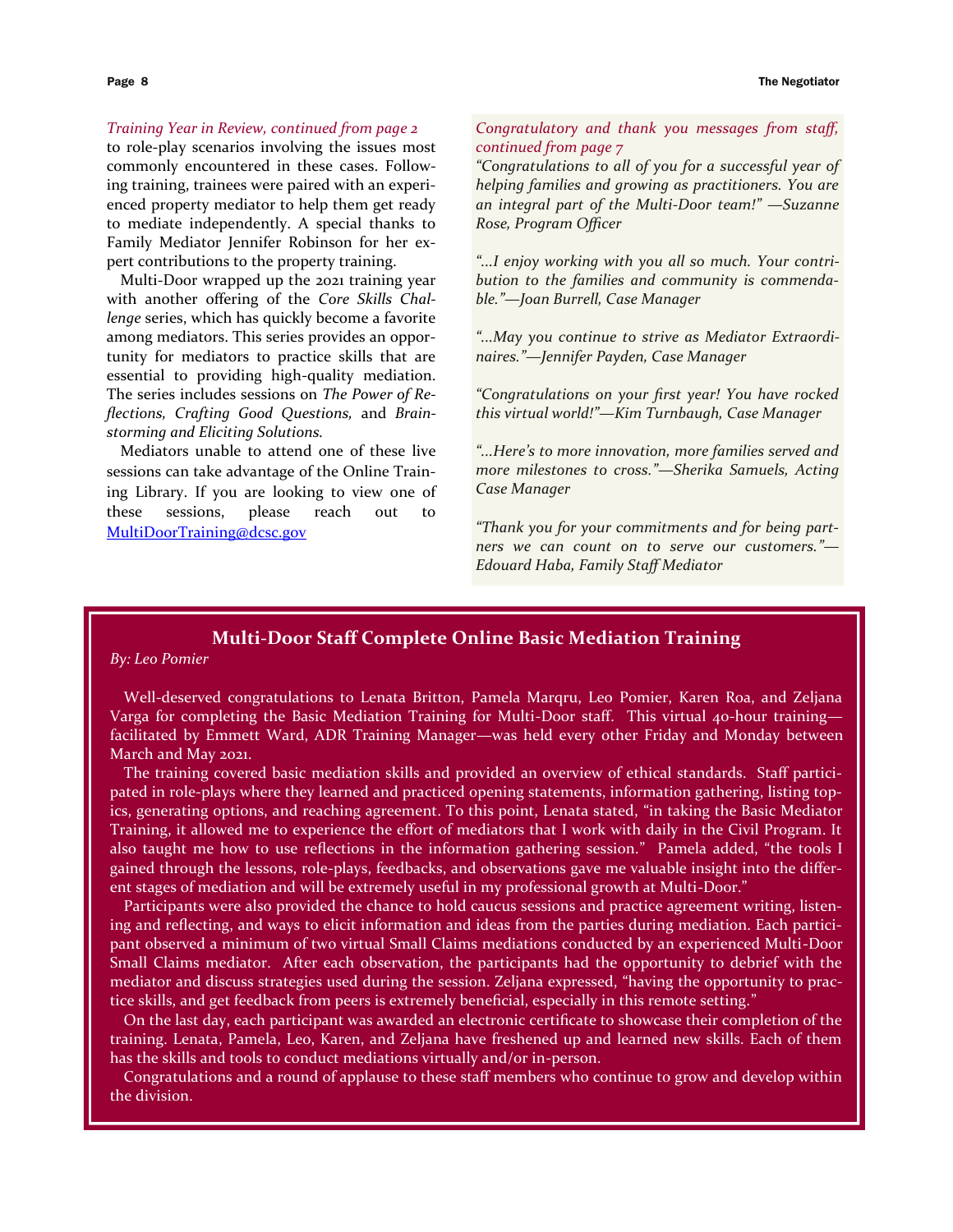*Training Year in Review, continued from page 2*

to role-play scenarios involving the issues most commonly encountered in these cases. Following training, trainees were paired with an experienced property mediator to help them get ready to mediate independently. A special thanks to Family Mediator Jennifer Robinson for her expert contributions to the property training.

Multi-Door wrapped up the 2021 training year with another offering of the *Core Skills Challenge* series, which has quickly become a favorite among mediators. This series provides an opportunity for mediators to practice skills that are essential to providing high-quality mediation. The series includes sessions on *The Power of Reflections, Crafting Good Questions,* and *Brainstorming and Eliciting Solutions.*

Mediators unable to attend one of these live sessions can take advantage of the Online Training Library. If you are looking to view one of these sessions, please reach out to MultiDoorTraining@dcsc.gov

*Congratulatory and thank you messages from staff, continued from page 7*

*"Congratulations to all of you for a successful year of helping families and growing as practitioners. You are an integral part of the Multi-Door team!" —Suzanne Rose, Program Officer*

*"…I enjoy working with you all so much. Your contribution to the families and community is commendable."—Joan Burrell, Case Manager*

*"…May you continue to strive as Mediator Extraordinaires."—Jennifer Payden, Case Manager*

*"Congratulations on your first year! You have rocked this virtual world!"—Kim Turnbaugh, Case Manager*

*"…Here's to more innovation, more families served and more milestones to cross."—Sherika Samuels, Acting Case Manager*

*"Thank you for your commitments and for being partners we can count on to serve our customers."—Edouard Haba, Family Staff Mediator*

## Multi-Door Staff Complete Online Basic Mediation Training

*By: Leo Pomier*

Well-deserved congratulations to Lenata Britton, Pamela Marqru, Leo Pomier, Karen Roa, and Zeljana Varga for completing the Basic Mediation Training for Multi-Door staff. This virtual 40-hour training—facilitated by Emmett Ward, ADR Training Manager—was held every other Friday and Monday between March and May 2021.

The training covered basic mediation skills and provided an overview of ethical standards. Staff participated in role-plays where they learned and practiced opening statements, information gathering, listing topics, generating options, and reaching agreement. To this point, Lenata stated, "in taking the Basic Mediator Training, it allowed me to experience the effort of mediators that I work with daily in the Civil Program. It also taught me how to use reflections in the information gathering session." Pamela added, "the tools I gained through the lessons, role-plays, feedbacks, and observations gave me valuable insight into the different stages of mediation and will be extremely useful in my professional growth at Multi-Door."

Participants were also provided the chance to hold caucus sessions and practice agreement writing, listening and reflecting, and ways to elicit information and ideas from the parties during mediation. Each participant observed a minimum of two virtual Small Claims mediations conducted by an experienced Multi-Door Small Claims mediator. After each observation, the participants had the opportunity to debrief with the mediator and discuss strategies used during the session. Zeljana expressed, "having the opportunity to practice skills, and get feedback from peers is extremely beneficial, especially in this remote setting."

On the last day, each participant was awarded an electronic certificate to showcase their completion of the training. Lenata, Pamela, Leo, Karen, and Zeljana have freshened up and learned new skills. Each of them has the skills and tools to conduct mediations virtually and/or in-person.

Congratulations and a round of applause to these staff members who continue to grow and develop within the division.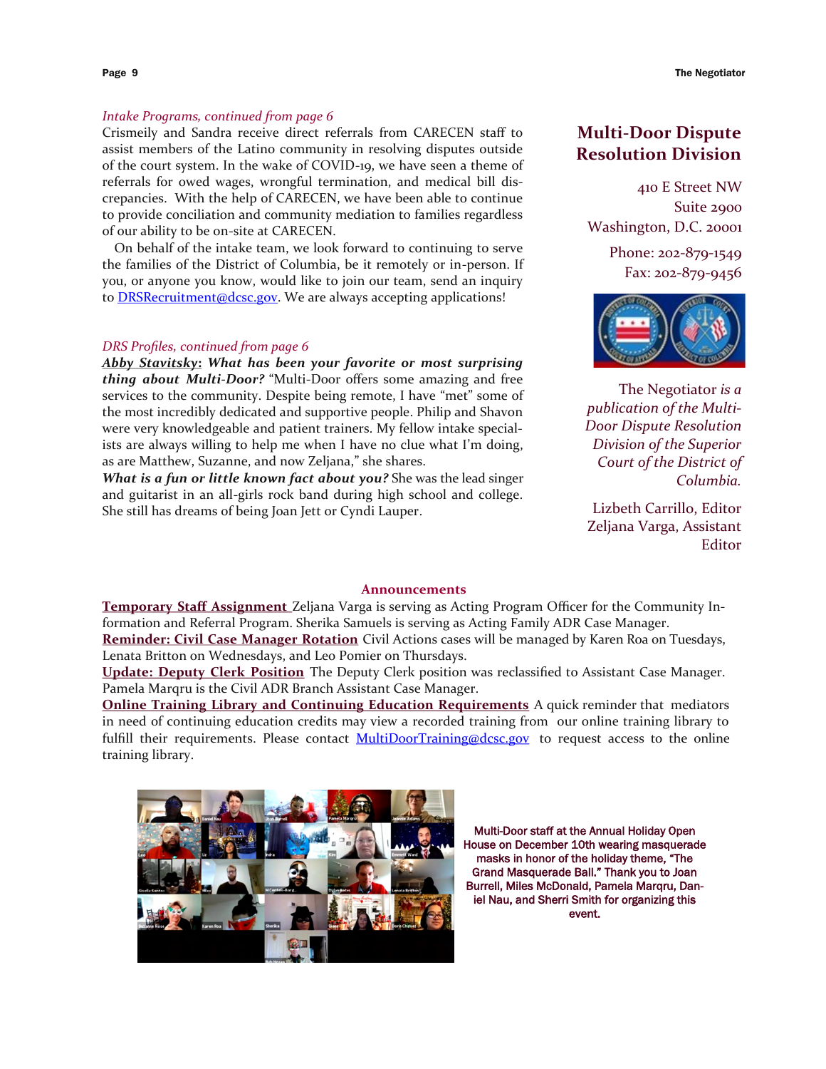*Intake Programs, continued from page 6*

Crismeily and Sandra receive direct referrals from CARECEN staff to assist members of the Latino community in resolving disputes outside of the court system. In the wake of COVID-19, we have seen a theme of referrals for owed wages, wrongful termination, and medical bill discrepancies. With the help of CARECEN, we have been able to continue to provide conciliation and community mediation to families regardless of our ability to be on-site at CARECEN.

On behalf of the intake team, we look forward to continuing to serve the families of the District of Columbia, be it remotely or in-person. If you, or anyone you know, would like to join our team, send an inquiry to DRSRecruitment@dcsc.gov. We are always accepting applications!

*DRS Profiles, continued from page 6*

**Abby Stavitsky: *What has been your favorite or most surprising thing about Multi-Door?*** "Multi-Door offers some amazing and free services to the community. Despite being remote, I have "met" some of the most incredibly dedicated and supportive people. Philip and Shavon were very knowledgeable and patient trainers. My fellow intake specialists are always willing to help me when I have no clue what I'm doing, as are Matthew, Suzanne, and now Zeljana," she shares.

***What is a fun or little known fact about you?*** She was the lead singer and guitarist in an all-girls rock band during high school and college. She still has dreams of being Joan Jett or Cyndi Lauper.

## Multi-Door Dispute Resolution Division

410 E Street NW
Suite 2900
Washington, D.C. 20001

Phone: 202-879-1549
Fax: 202-879-9456

The Negotiator *is a publication of the Multi-Door Dispute Resolution Division of the Superior Court of the District of Columbia.*

Lizbeth Carrillo, Editor
Zeljana Varga, Assistant Editor

## Announcements

**Temporary Staff Assignment** Zeljana Varga is serving as Acting Program Officer for the Community Information and Referral Program. Sherika Samuels is serving as Acting Family ADR Case Manager.

**Reminder: Civil Case Manager Rotation** Civil Actions cases will be managed by Karen Roa on Tuesdays, Lenata Britton on Wednesdays, and Leo Pomier on Thursdays.

**Update: Deputy Clerk Position** The Deputy Clerk position was reclassified to Assistant Case Manager. Pamela Marqru is the Civil ADR Branch Assistant Case Manager.

**Online Training Library and Continuing Education Requirements** A quick reminder that mediators in need of continuing education credits may view a recorded training from our online training library to fulfill their requirements. Please contact MultiDoorTraining@dcsc.gov to request access to the online training library.

Multi-Door staff at the Annual Holiday Open House on December 10th wearing masquerade masks in honor of the holiday theme, "The Grand Masquerade Ball." Thank you to Joan Burrell, Miles McDonald, Pamela Marqru, Daniel Nau, and Sherri Smith for organizing this event.